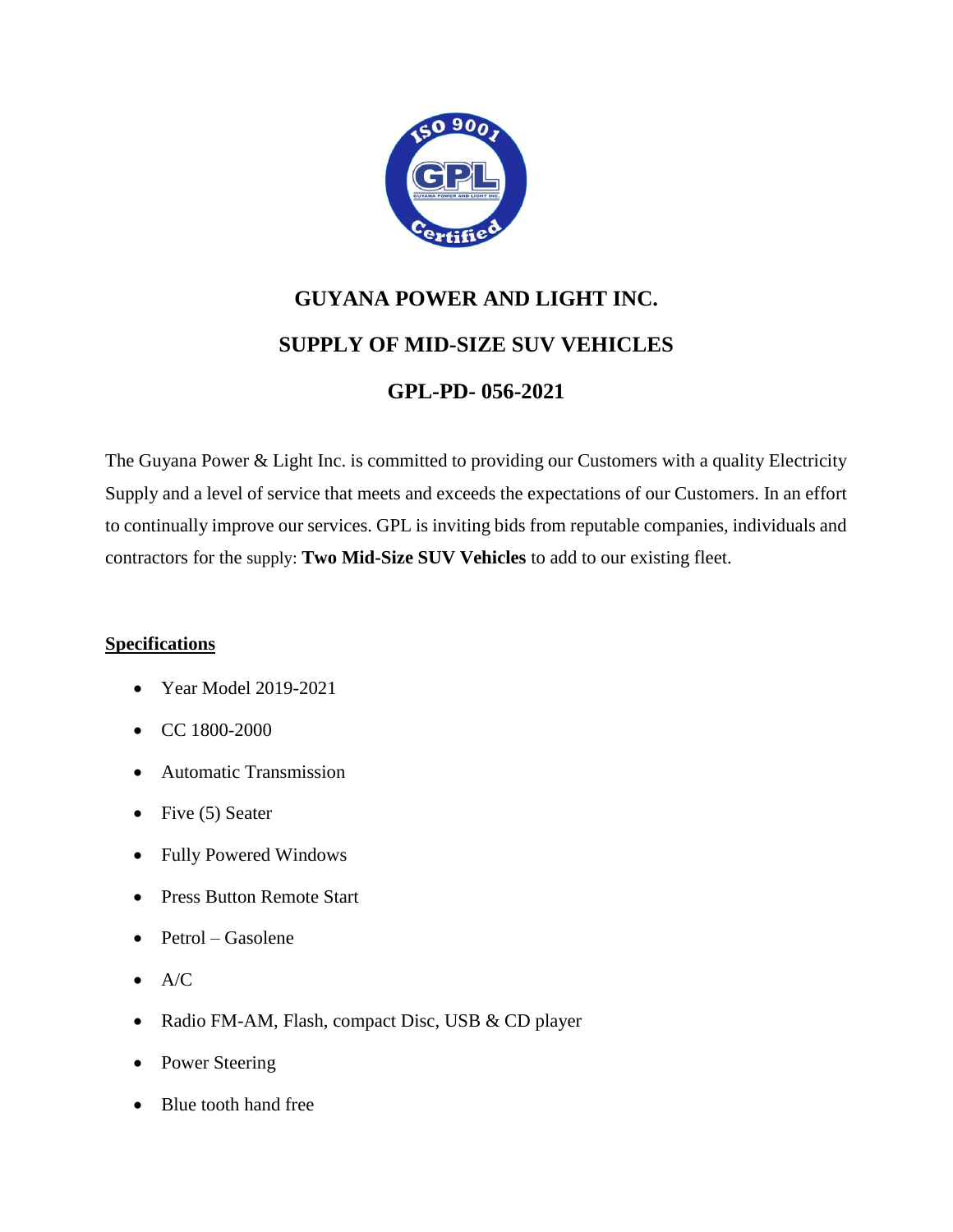# GUYANA POWER AND LIGHT INC.

## SUPPLY OF MID-SIZE SUV VEHICLES

## GPL-PD- 056-2021

The Guyana Power & Light Inc. is committed to providing our Customers with a quality Electricity Supply and a level of service that meets and exceeds the expectations of our Customers. In an effort to continually improve our services. GPL is inviting bids from reputable companies, individuals and contractors for the supply: **Two Mid-Size SUV Vehicles** to add to our existing fleet.

### Specifications

- Year Model 2019-2021
- CC 1800-2000
- Automatic Transmission
- Five (5) Seater
- Fully Powered Windows
- Press Button Remote Start
- Petrol – Gasolene
- A/C
- Radio FM-AM, Flash, compact Disc, USB & CD player
- Power Steering
- Blue tooth hand free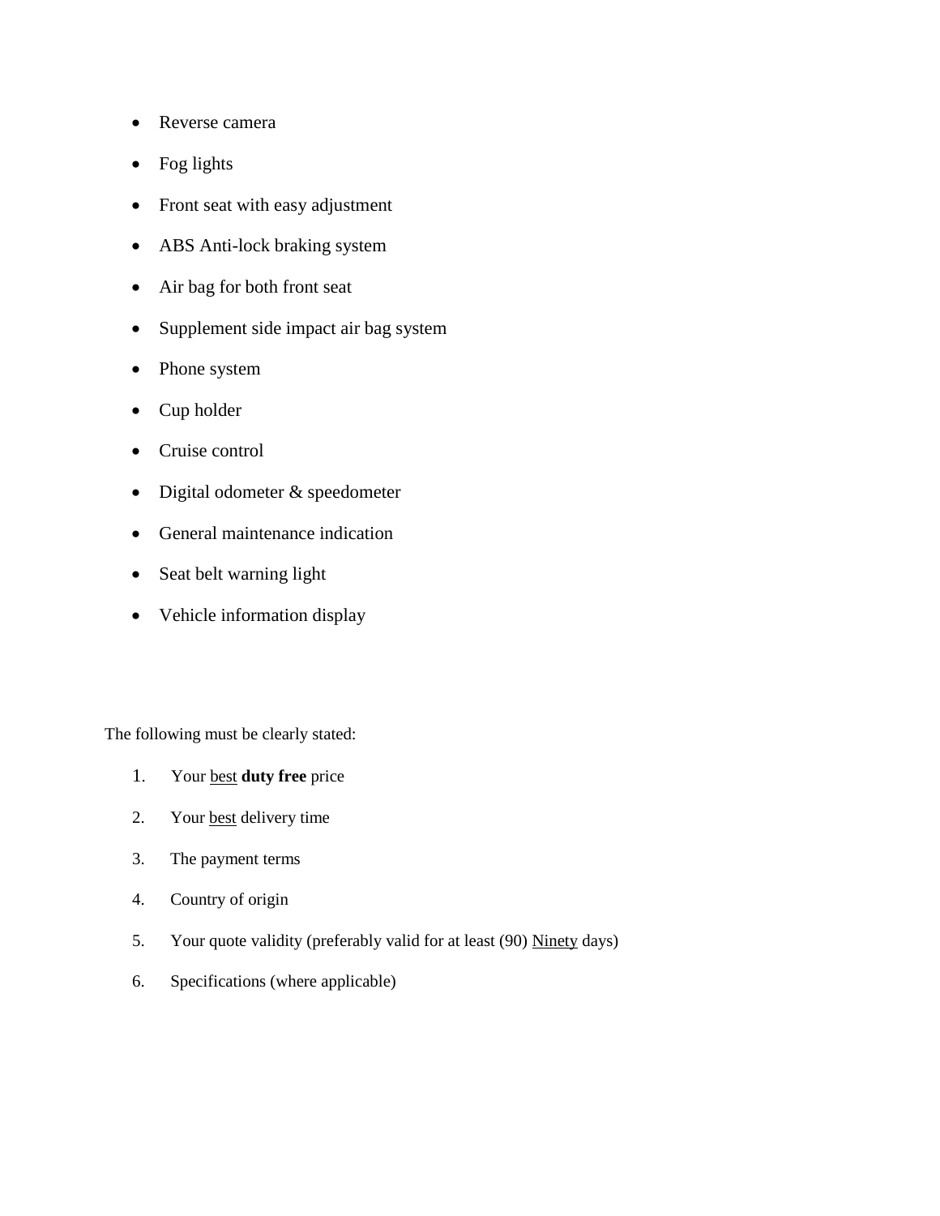- Reverse camera
- Fog lights
- Front seat with easy adjustment
- ABS Anti-lock braking system
- Air bag for both front seat
- Supplement side impact air bag system
- Phone system
- Cup holder
- Cruise control
- Digital odometer & speedometer
- General maintenance indication
- Seat belt warning light
- Vehicle information display

The following must be clearly stated:

1. Your <u>best</u> **duty free** price
2. Your <u>best</u> delivery time
3. The payment terms
4. Country of origin
5. Your quote validity (preferably valid for at least (90) <u>Ninety</u> days)
6. Specifications (where applicable)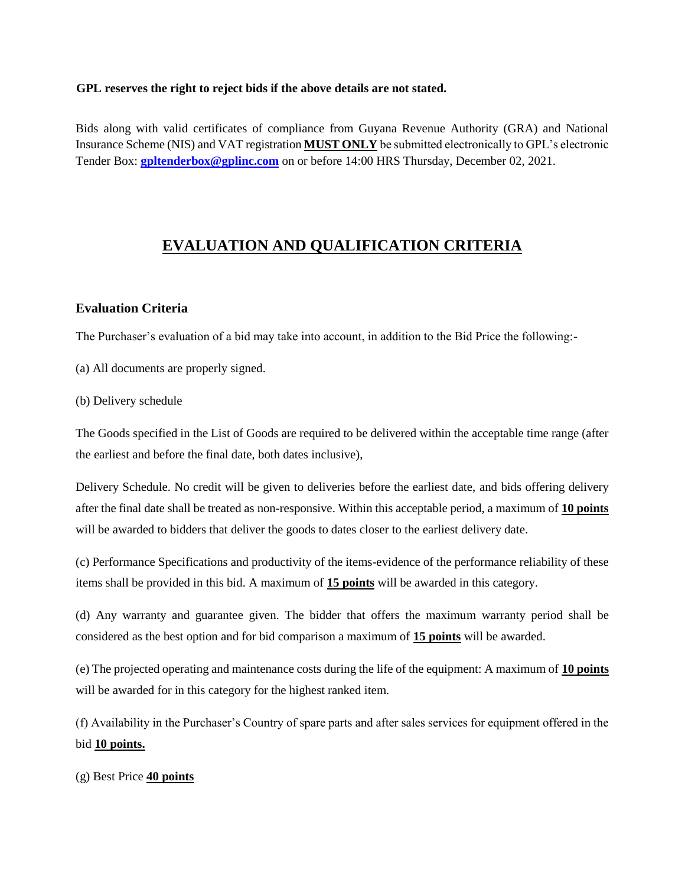**GPL reserves the right to reject bids if the above details are not stated.**

Bids along with valid certificates of compliance from Guyana Revenue Authority (GRA) and National Insurance Scheme (NIS) and VAT registration **MUST ONLY** be submitted electronically to GPL's electronic Tender Box: **gpltenderbox@gplinc.com** on or before 14:00 HRS Thursday, December 02, 2021.

# EVALUATION AND QUALIFICATION CRITERIA

## Evaluation Criteria

The Purchaser's evaluation of a bid may take into account, in addition to the Bid Price the following:-

(a) All documents are properly signed.

(b) Delivery schedule

The Goods specified in the List of Goods are required to be delivered within the acceptable time range (after the earliest and before the final date, both dates inclusive),

Delivery Schedule. No credit will be given to deliveries before the earliest date, and bids offering delivery after the final date shall be treated as non-responsive. Within this acceptable period, a maximum of **10 points** will be awarded to bidders that deliver the goods to dates closer to the earliest delivery date.

(c) Performance Specifications and productivity of the items-evidence of the performance reliability of these items shall be provided in this bid. A maximum of **15 points** will be awarded in this category.

(d) Any warranty and guarantee given. The bidder that offers the maximum warranty period shall be considered as the best option and for bid comparison a maximum of **15 points** will be awarded.

(e) The projected operating and maintenance costs during the life of the equipment: A maximum of **10 points** will be awarded for in this category for the highest ranked item.

(f) Availability in the Purchaser's Country of spare parts and after sales services for equipment offered in the bid **10 points.**

(g) Best Price **40 points**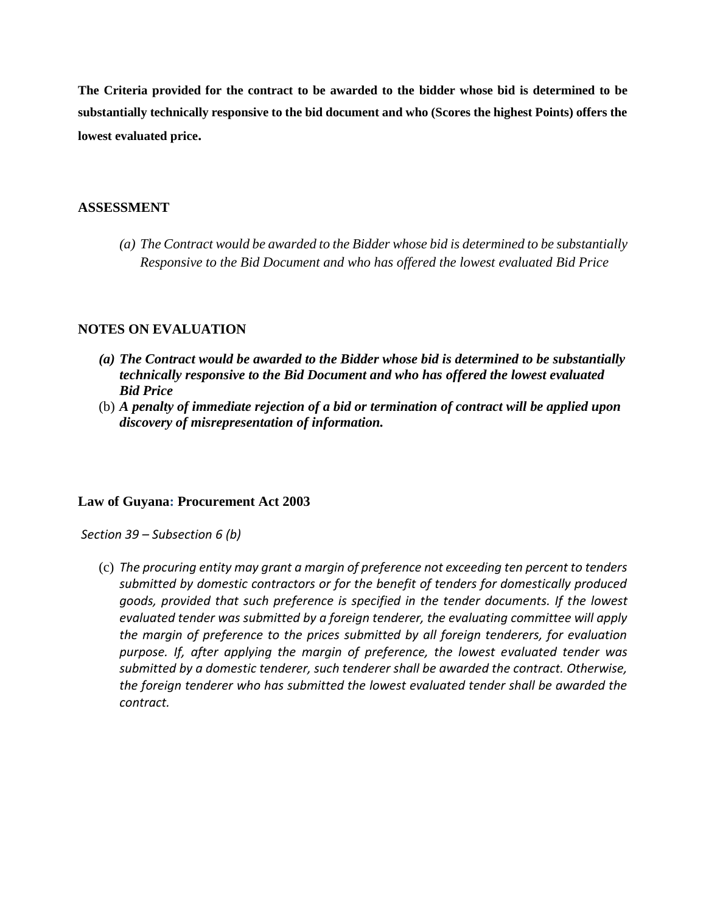**The Criteria provided for the contract to be awarded to the bidder whose bid is determined to be substantially technically responsive to the bid document and who (Scores the highest Points) offers the lowest evaluated price.**

**ASSESSMENT**

(a) *The Contract would be awarded to the Bidder whose bid is determined to be substantially Responsive to the Bid Document and who has offered the lowest evaluated Bid Price*

**NOTES ON EVALUATION**

***(a) The Contract would be awarded to the Bidder whose bid is determined to be substantially technically responsive to the Bid Document and who has offered the lowest evaluated Bid Price***

(b) ***A penalty of immediate rejection of a bid or termination of contract will be applied upon discovery of misrepresentation of information.***

**Law of Guyana: Procurement Act 2003**

*Section 39 – Subsection 6 (b)*

(c) *The procuring entity may grant a margin of preference not exceeding ten percent to tenders submitted by domestic contractors or for the benefit of tenders for domestically produced goods, provided that such preference is specified in the tender documents. If the lowest evaluated tender was submitted by a foreign tenderer, the evaluating committee will apply the margin of preference to the prices submitted by all foreign tenderers, for evaluation purpose. If, after applying the margin of preference, the lowest evaluated tender was submitted by a domestic tenderer, such tenderer shall be awarded the contract. Otherwise, the foreign tenderer who has submitted the lowest evaluated tender shall be awarded the contract.*